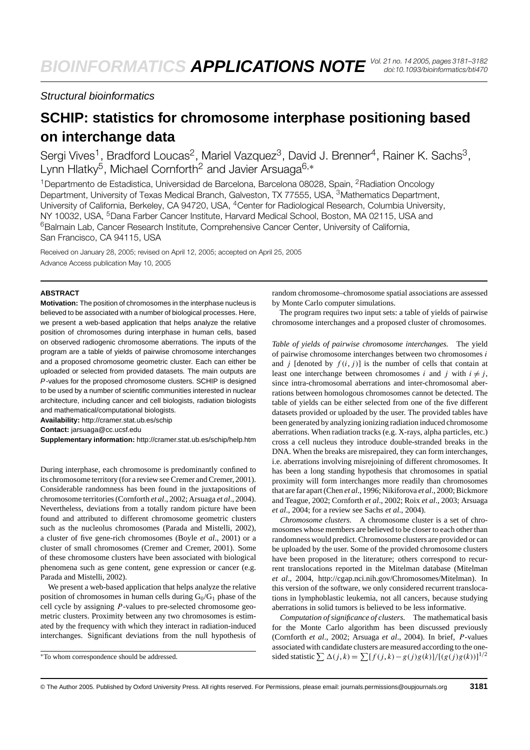Structural bioinformatics

# SCHIP: statistics for chromosome interphase positioning based on interchange data

Sergi Vives[1], Bradford Loucas[2], Mariel Vazquez[3], David J. Brenner[4], Rainer K. Sachs[3], Lynn Hlatky[5], Michael Cornforth[2] and Javier Arsuaga[6,*]

[1]Departmento de Estadistica, Universidad de Barcelona, Barcelona 08028, Spain, [2]Radiation Oncology Department, University of Texas Medical Branch, Galveston, TX 77555, USA, [3]Mathematics Department, University of California, Berkeley, CA 94720, USA, [4]Center for Radiological Research, Columbia University, NY 10032, USA, [5]Dana Farber Cancer Institute, Harvard Medical School, Boston, MA 02115, USA and [6]Balmain Lab, Cancer Research Institute, Comprehensive Cancer Center, University of California, San Francisco, CA 94115, USA

Received on January 28, 2005; revised on April 12, 2005; accepted on April 25, 2005
Advance Access publication May 10, 2005

## ABSTRACT

**Motivation:** The position of chromosomes in the interphase nucleus is believed to be associated with a number of biological processes. Here, we present a web-based application that helps analyze the relative position of chromosomes during interphase in human cells, based on observed radiogenic chromosome aberrations. The inputs of the program are a table of yields of pairwise chromosome interchanges and a proposed chromosome geometric cluster. Each can either be uploaded or selected from provided datasets. The main outputs are *P*-values for the proposed chromosome clusters. SCHIP is designed to be used by a number of scientific communities interested in nuclear architecture, including cancer and cell biologists, radiation biologists and mathematical/computational biologists.

**Availability:** http://cramer.stat.ub.es/schip

**Contact:** jarsuaga@cc.ucsf.edu

**Supplementary information:** http://cramer.stat.ub.es/schip/help.htm

During interphase, each chromosome is predominantly confined to its chromosome territory (for a review see Cremer and Cremer, 2001). Considerable randomness has been found in the juxtapositions of chromosome territories (Cornforth *et al*., 2002; Arsuaga *et al*., 2004). Nevertheless, deviations from a totally random picture have been found and attributed to different chromosome geometric clusters such as the nucleolus chromosomes (Parada and Mistelli, 2002), a cluster of five gene-rich chromosomes (Boyle *et al*., 2001) or a cluster of small chromosomes (Cremer and Cremer, 2001). Some of these chromosome clusters have been associated with biological phenomena such as gene content, gene expression or cancer (e.g. Parada and Mistelli, 2002).

We present a web-based application that helps analyze the relative position of chromosomes in human cells during $G_0/G_1$ phase of the cell cycle by assigning *P*-values to pre-selected chromosome geometric clusters. Proximity between any two chromosomes is estimated by the frequency with which they interact in radiation-induced interchanges. Significant deviations from the null hypothesis of random chromosome–chromosome spatial associations are assessed by Monte Carlo computer simulations.

The program requires two input sets: a table of yields of pairwise chromosome interchanges and a proposed cluster of chromosomes.

*Table of yields of pairwise chromosome interchanges.* The yield of pairwise chromosome interchanges between two chromosomes $i$ and $j$ [denoted by $f(i, j)$] is the number of cells that contain at least one interchange between chromosomes $i$ and $j$ with $i \neq j$, since intra-chromosomal aberrations and inter-chromosomal aberrations between homologous chromosomes cannot be detected. The table of yields can be either selected from one of the five different datasets provided or uploaded by the user. The provided tables have been generated by analyzing ionizing radiation induced chromosome aberrations. When radiation tracks (e.g. X-rays, alpha particles, etc.) cross a cell nucleus they introduce double-stranded breaks in the DNA. When the breaks are misrepaired, they can form interchanges, i.e. aberrations involving misrejoining of different chromosomes. It has been a long standing hypothesis that chromosomes in spatial proximity will form interchanges more readily than chromosomes that are far apart (Chen *et al*., 1996; Nikiforova *et al*., 2000; Bickmore and Teague, 2002; Cornforth *et al*., 2002; Roix *et al*., 2003; Arsuaga *et al*., 2004; for a review see Sachs *et al*., 2004).

*Chromosome clusters.* A chromosome cluster is a set of chromosomes whose members are believed to be closer to each other than randomness would predict. Chromosome clusters are provided or can be uploaded by the user. Some of the provided chromosome clusters have been proposed in the literature; others correspond to recurrent translocations reported in the Mitelman database (Mitelman *et al*., 2004, http://cgap.nci.nih.gov/Chromosomes/Mitelman). In this version of the software, we only considered recurrent translocations in lymphoblastic leukemia, not all cancers, because studying aberrations in solid tumors is believed to be less informative.

*Computation of significance of clusters.* The mathematical basis for the Monte Carlo algorithm has been discussed previously (Cornforth *et al*., 2002; Arsuaga *et al*., 2004). In brief, *P*-values associated with candidate clusters are measured according to the one-sided statistic $\sum \Delta(j,k) = \sum[f(j,k) - g(j)g(k)]/[(g(j)g(k))]^{1/2}$

*To whom correspondence should be addressed.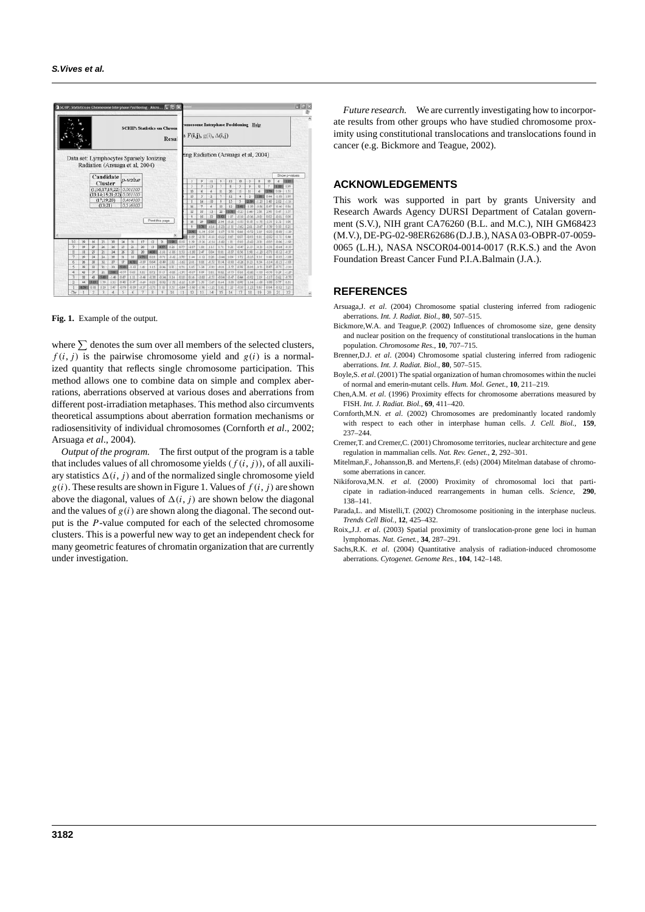Fig. 1. Example of the output.

where $\sum$ denotes the sum over all members of the selected clusters, $f(i, j)$ is the pairwise chromosome yield and $g(i)$ is a normalized quantity that reflects single chromosome participation. This method allows one to combine data on simple and complex aberrations, aberrations observed at various doses and aberrations from different post-irradiation metaphases. This method also circumvents theoretical assumptions about aberration formation mechanisms or radiosensitivity of individual chromosomes (Cornforth *et al.*, 2002; Arsuaga *et al.*, 2004).

*Output of the program.* The first output of the program is a table that includes values of all chromosome yields ($f(i, j)$), of all auxiliary statistics $\Delta(i, j)$ and of the normalized single chromosome yield $g(i)$. These results are shown in Figure 1. Values of $f(i, j)$ are shown above the diagonal, values of $\Delta(i, j)$ are shown below the diagonal and the values of $g(i)$ are shown along the diagonal. The second output is the $P$-value computed for each of the selected chromosome clusters. This is a powerful new way to get an independent check for many geometric features of chromatin organization that are currently under investigation.

*Future research.* We are currently investigating how to incorporate results from other groups who have studied chromosome proximity using constitutional translocations and translocations found in cancer (e.g. Bickmore and Teague, 2002).

## ACKNOWLEDGEMENTS

This work was supported in part by grants University and Research Awards Agency DURSI Department of Catalan government (S.V.), NIH grant CA76260 (B.L. and M.C.), NIH GM68423 (M.V.), DE-PG-02-98ER62686 (D.J.B.), NASA 03-OBPR-07-0059-0065 (L.H.), NASA NSCOR04-0014-0017 (R.K.S.) and the Avon Foundation Breast Cancer Fund P.I.A.Balmain (J.A.).

## REFERENCES

Arsuaga,J. *et al*. (2004) Chromosome spatial clustering inferred from radiogenic aberrations. *Int. J. Radiat. Biol.*, **80**, 507–515.

Bickmore,W.A. and Teague,P. (2002) Influences of chromosome size, gene density and nuclear position on the frequency of constitutional translocations in the human population. *Chromosome Res.*, **10**, 707–715.

Brenner,D.J. *et al*. (2004) Chromosome spatial clustering inferred from radiogenic aberrations. *Int. J. Radiat. Biol.*, **80**, 507–515.

Boyle,S. *et al*. (2001) The spatial organization of human chromosomes within the nuclei of normal and emerin-mutant cells. *Hum. Mol. Genet.*, **10**, 211–219.

Chen,A.M. *et al*. (1996) Proximity effects for chromosome aberrations measured by FISH. *Int. J. Radiat. Biol.*, **69**, 411–420.

Cornforth,M.N. *et al*. (2002) Chromosomes are predominantly located randomly with respect to each other in interphase human cells. *J. Cell. Biol.*, **159**, 237–244.

Cremer,T. and Cremer,C. (2001) Chromosome territories, nuclear architecture and gene regulation in mammalian cells. *Nat. Rev. Genet.*, **2**, 292–301.

Mitelman,F., Johansson,B. and Mertens,F. (eds) (2004) Mitelman database of chromosome aberrations in cancer.

Nikiforova,M.N. *et al.* (2000) Proximity of chromosomal loci that participate in radiation-induced rearrangements in human cells. *Science*, **290**, 138–141.

Parada,L. and Mistelli,T. (2002) Chromosome positioning in the interphase nucleus. *Trends Cell Biol.*, **12**, 425–432.

Roix,,J.J. *et al*. (2003) Spatial proximity of translocation-prone gene loci in human lymphomas. *Nat. Genet.*, **34**, 287–291.

Sachs,R.K. *et al*. (2004) Quantitative analysis of radiation-induced chromosome aberrations. *Cytogenet. Genome Res.*, **104**, 142–148.